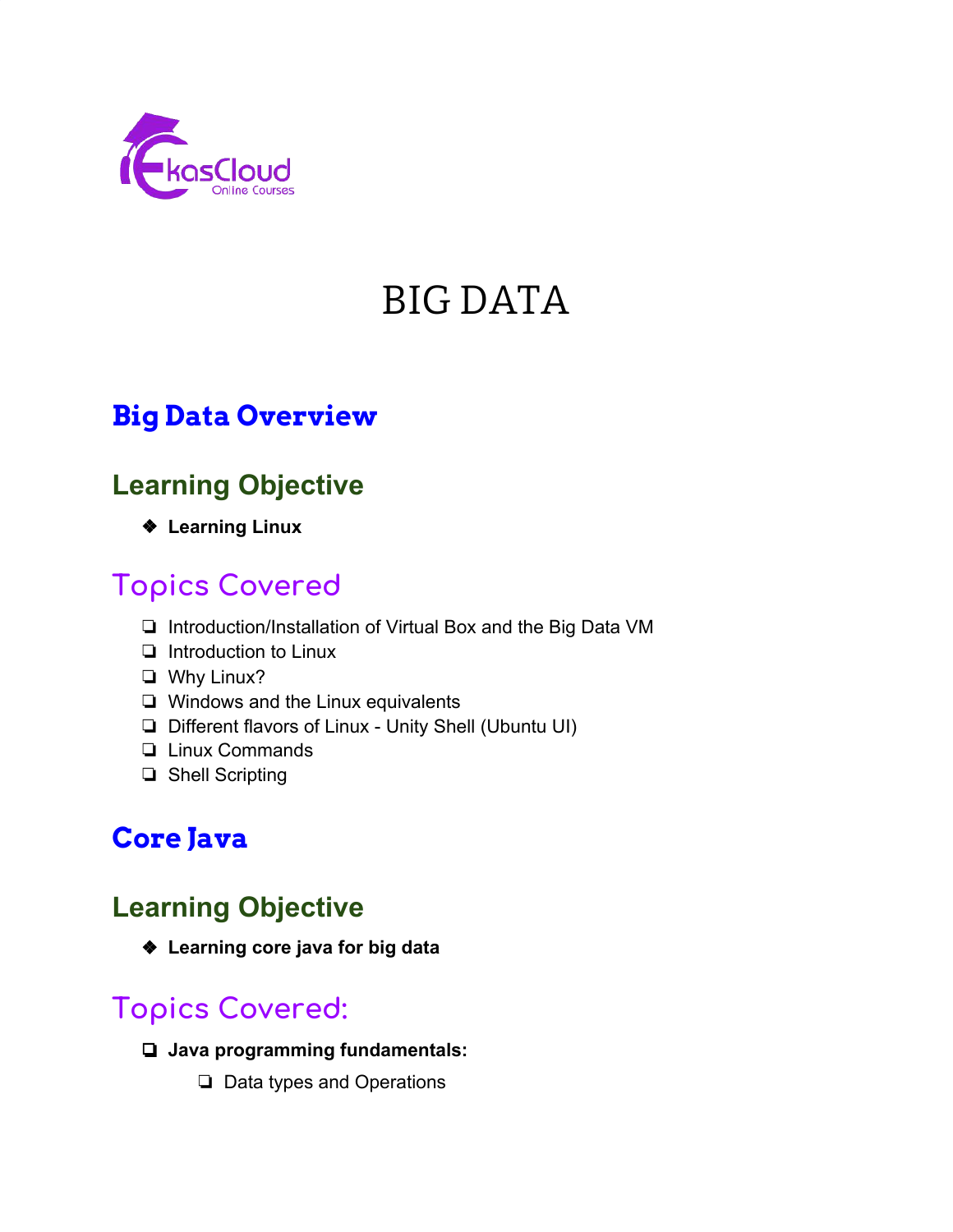# BIG DATA

## Big Data Overview

### Learning Objective

- **Learning Linux**

### Topics Covered

- Introduction/Installation of Virtual Box and the Big Data VM
- Introduction to Linux
- Why Linux?
- Windows and the Linux equivalents
- Different flavors of Linux - Unity Shell (Ubuntu UI)
- Linux Commands
- Shell Scripting

## Core Java

### Learning Objective

- **Learning core java for big data**

### Topics Covered:

- **Java programming fundamentals:**
  - Data types and Operations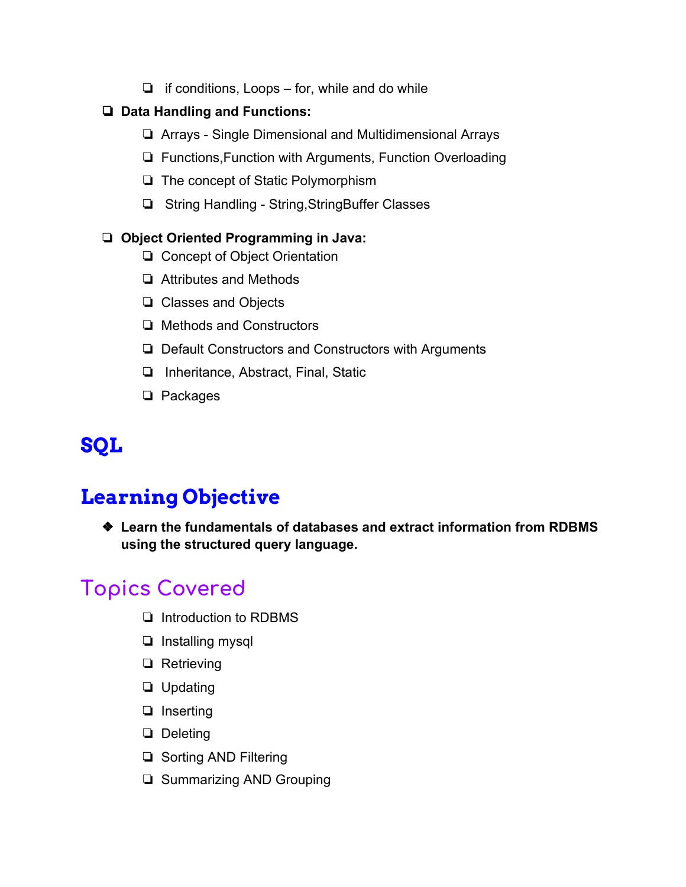- if conditions, Loops – for, while and do while
- **Data Handling and Functions:**
    - Arrays - Single Dimensional and Multidimensional Arrays
    - Functions,Function with Arguments, Function Overloading
    - The concept of Static Polymorphism
    - String Handling - String,StringBuffer Classes
- **Object Oriented Programming in Java:**
    - Concept of Object Orientation
    - Attributes and Methods
    - Classes and Objects
    - Methods and Constructors
    - Default Constructors and Constructors with Arguments
    - Inheritance, Abstract, Final, Static
    - Packages

# SQL

## Learning Objective

- **Learn the fundamentals of databases and extract information from RDBMS using the structured query language.**

## Topics Covered

- Introduction to RDBMS
- Installing mysql
- Retrieving
- Updating
- Inserting
- Deleting
- Sorting AND Filtering
- Summarizing AND Grouping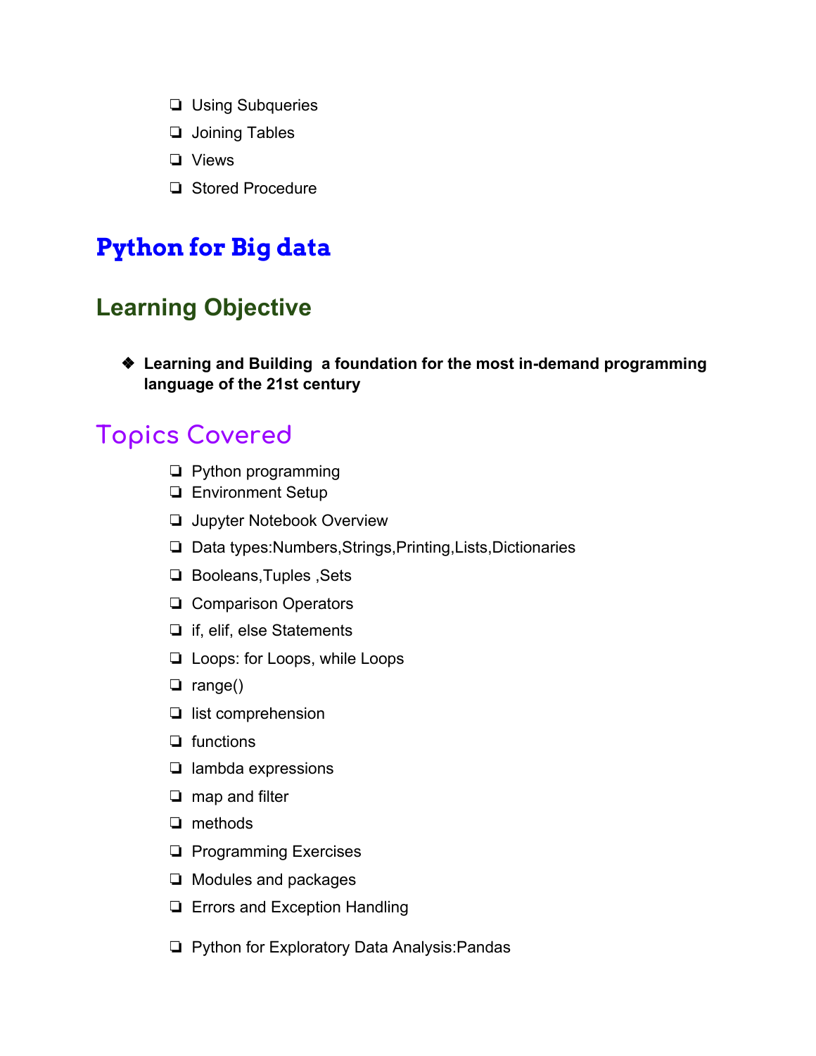- Using Subqueries
- Joining Tables
- Views
- Stored Procedure

# Python for Big data

## Learning Objective

- **Learning and Building a foundation for the most in-demand programming language of the 21st century**

## Topics Covered

- Python programming
- Environment Setup
- Jupyter Notebook Overview
- Data types:Numbers,Strings,Printing,Lists,Dictionaries
- Booleans,Tuples ,Sets
- Comparison Operators
- if, elif, else Statements
- Loops: for Loops, while Loops
- range()
- list comprehension
- functions
- lambda expressions
- map and filter
- methods
- Programming Exercises
- Modules and packages
- Errors and Exception Handling
- Python for Exploratory Data Analysis:Pandas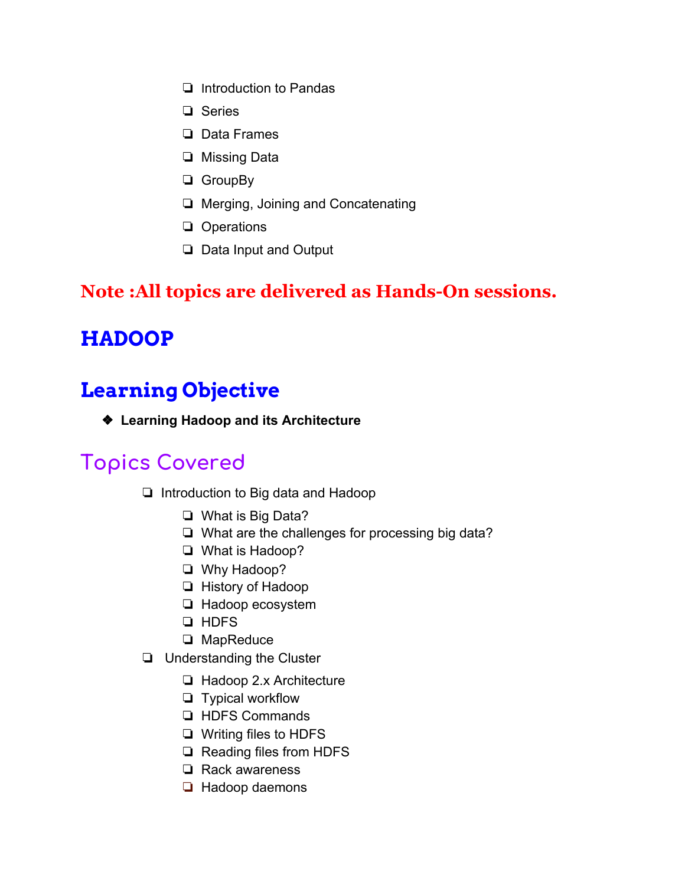- Introduction to Pandas
- Series
- Data Frames
- Missing Data
- GroupBy
- Merging, Joining and Concatenating
- Operations
- Data Input and Output

**Note :All topics are delivered as Hands-On sessions.**

# HADOOP

## Learning Objective

- **Learning Hadoop and its Architecture**

## Topics Covered

- Introduction to Big data and Hadoop
  - What is Big Data?
  - What are the challenges for processing big data?
  - What is Hadoop?
  - Why Hadoop?
  - History of Hadoop
  - Hadoop ecosystem
  - HDFS
  - MapReduce
- Understanding the Cluster
  - Hadoop 2.x Architecture
  - Typical workflow
  - HDFS Commands
  - Writing files to HDFS
  - Reading files from HDFS
  - Rack awareness
  - Hadoop daemons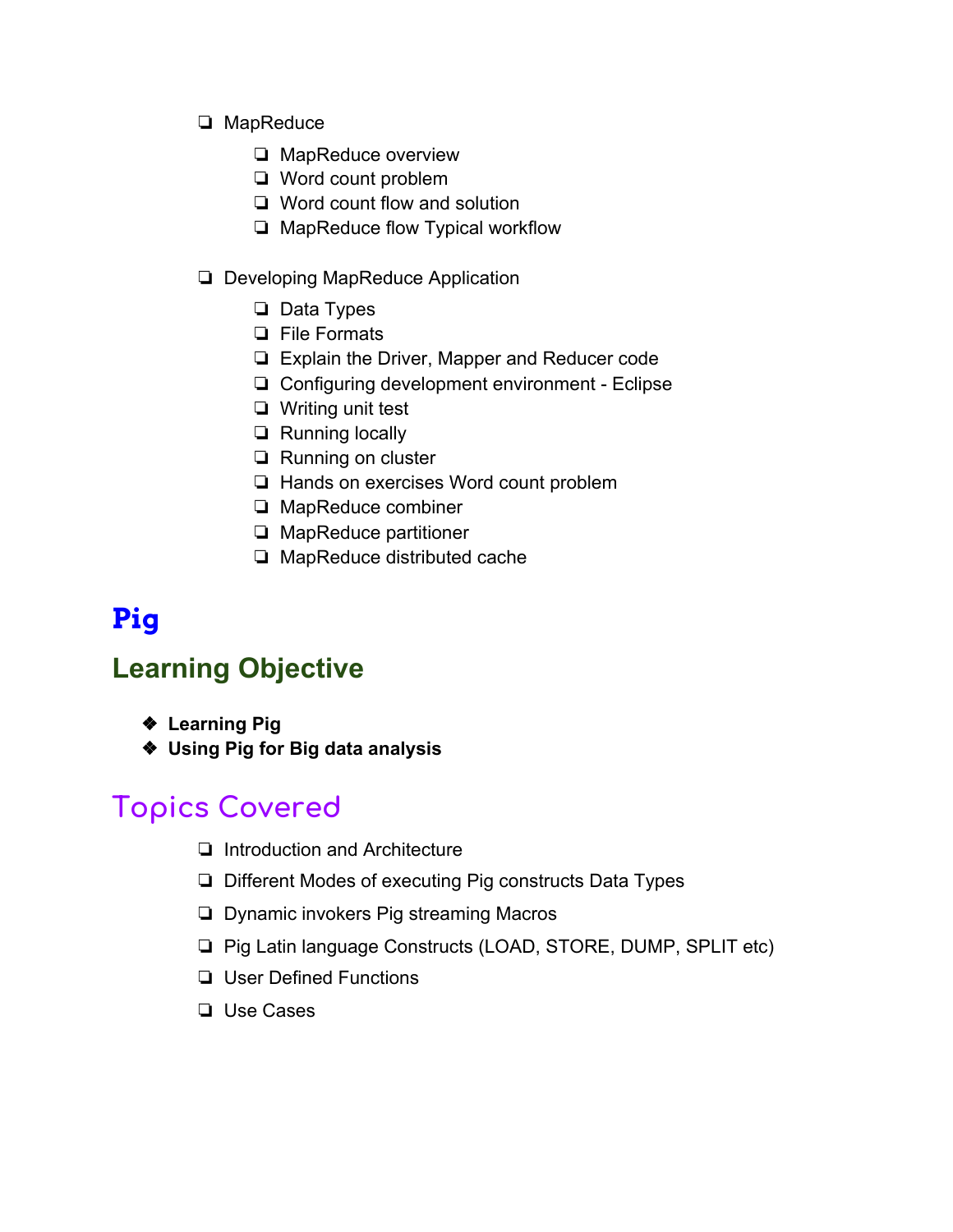- MapReduce
    - MapReduce overview
    - Word count problem
    - Word count flow and solution
    - MapReduce flow Typical workflow

- Developing MapReduce Application
    - Data Types
    - File Formats
    - Explain the Driver, Mapper and Reducer code
    - Configuring development environment - Eclipse
    - Writing unit test
    - Running locally
    - Running on cluster
    - Hands on exercises Word count problem
    - MapReduce combiner
    - MapReduce partitioner
    - MapReduce distributed cache

# Pig

## Learning Objective

- **Learning Pig**
- **Using Pig for Big data analysis**

## Topics Covered

- Introduction and Architecture
- Different Modes of executing Pig constructs Data Types
- Dynamic invokers Pig streaming Macros
- Pig Latin language Constructs (LOAD, STORE, DUMP, SPLIT etc)
- User Defined Functions
- Use Cases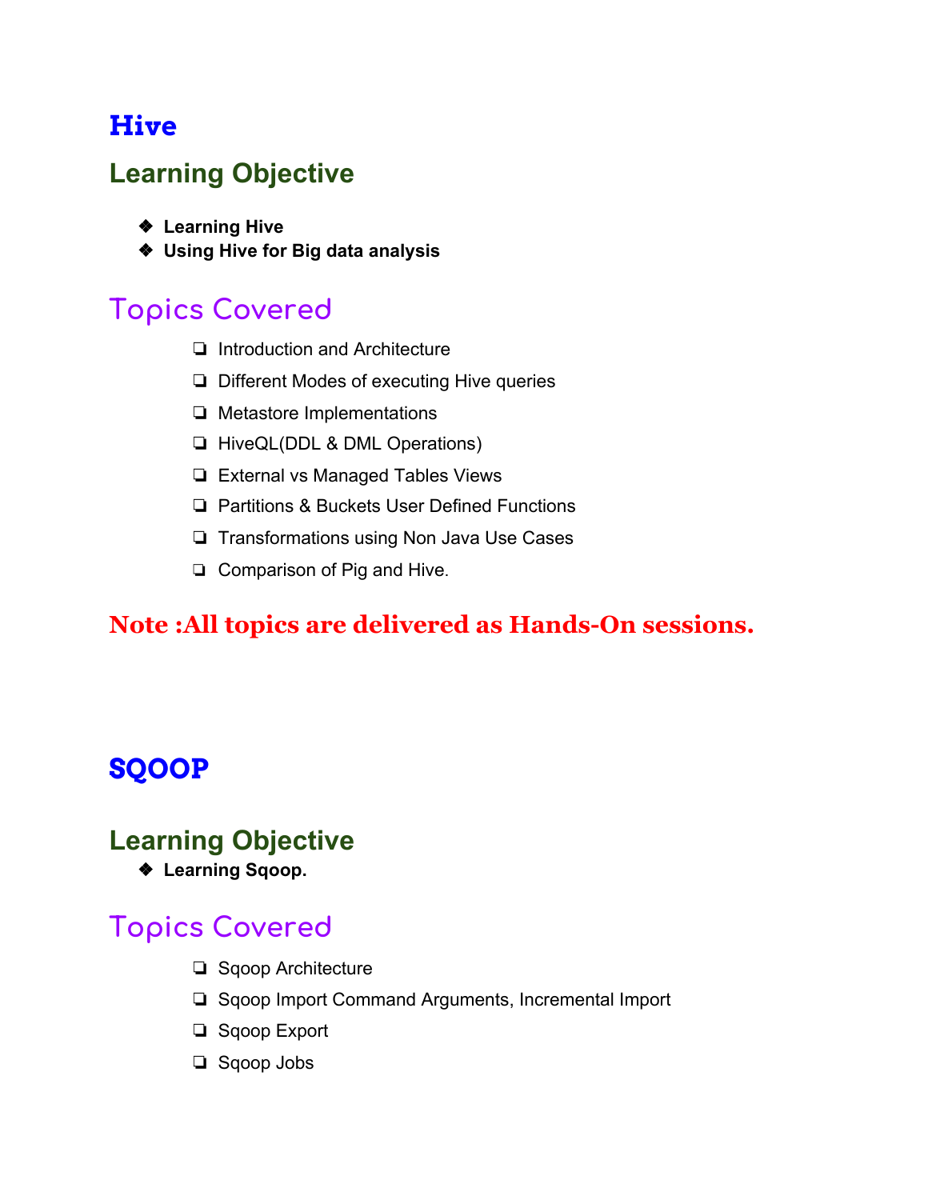# Hive

## Learning Objective

- **Learning Hive**
- **Using Hive for Big data analysis**

## Topics Covered

- Introduction and Architecture
- Different Modes of executing Hive queries
- Metastore Implementations
- HiveQL(DDL & DML Operations)
- External vs Managed Tables Views
- Partitions & Buckets User Defined Functions
- Transformations using Non Java Use Cases
- Comparison of Pig and Hive.

**Note :All topics are delivered as Hands-On sessions.**

# SQOOP

## Learning Objective

- **Learning Sqoop.**

## Topics Covered

- Sqoop Architecture
- Sqoop Import Command Arguments, Incremental Import
- Sqoop Export
- Sqoop Jobs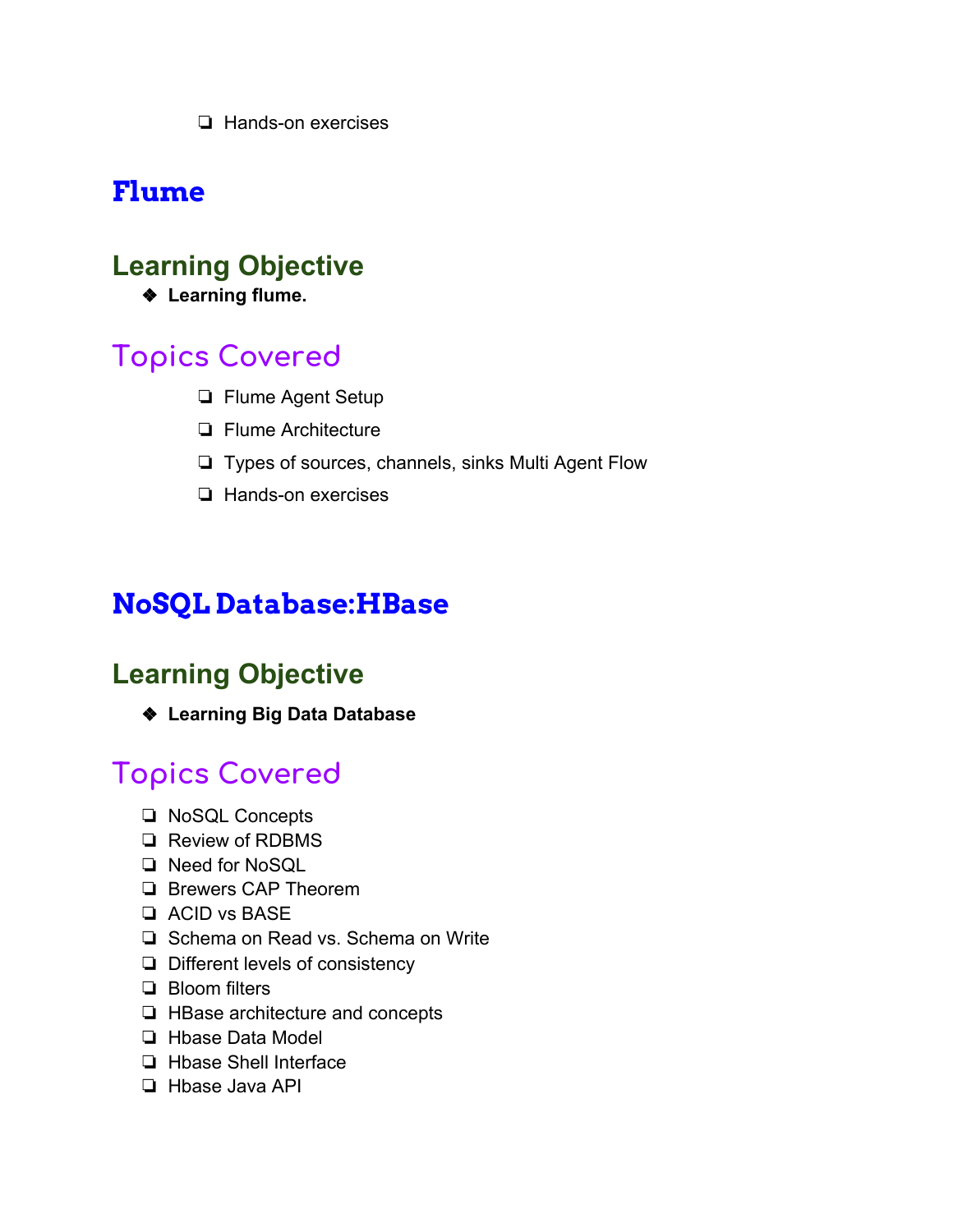- Hands-on exercises

# Flume

## Learning Objective

- **Learning flume.**

## Topics Covered

- Flume Agent Setup
- Flume Architecture
- Types of sources, channels, sinks Multi Agent Flow
- Hands-on exercises

# NoSQL Database:HBase

## Learning Objective

- **Learning Big Data Database**

## Topics Covered

- NoSQL Concepts
- Review of RDBMS
- Need for NoSQL
- Brewers CAP Theorem
- ACID vs BASE
- Schema on Read vs. Schema on Write
- Different levels of consistency
- Bloom filters
- HBase architecture and concepts
- Hbase Data Model
- Hbase Shell Interface
- Hbase Java API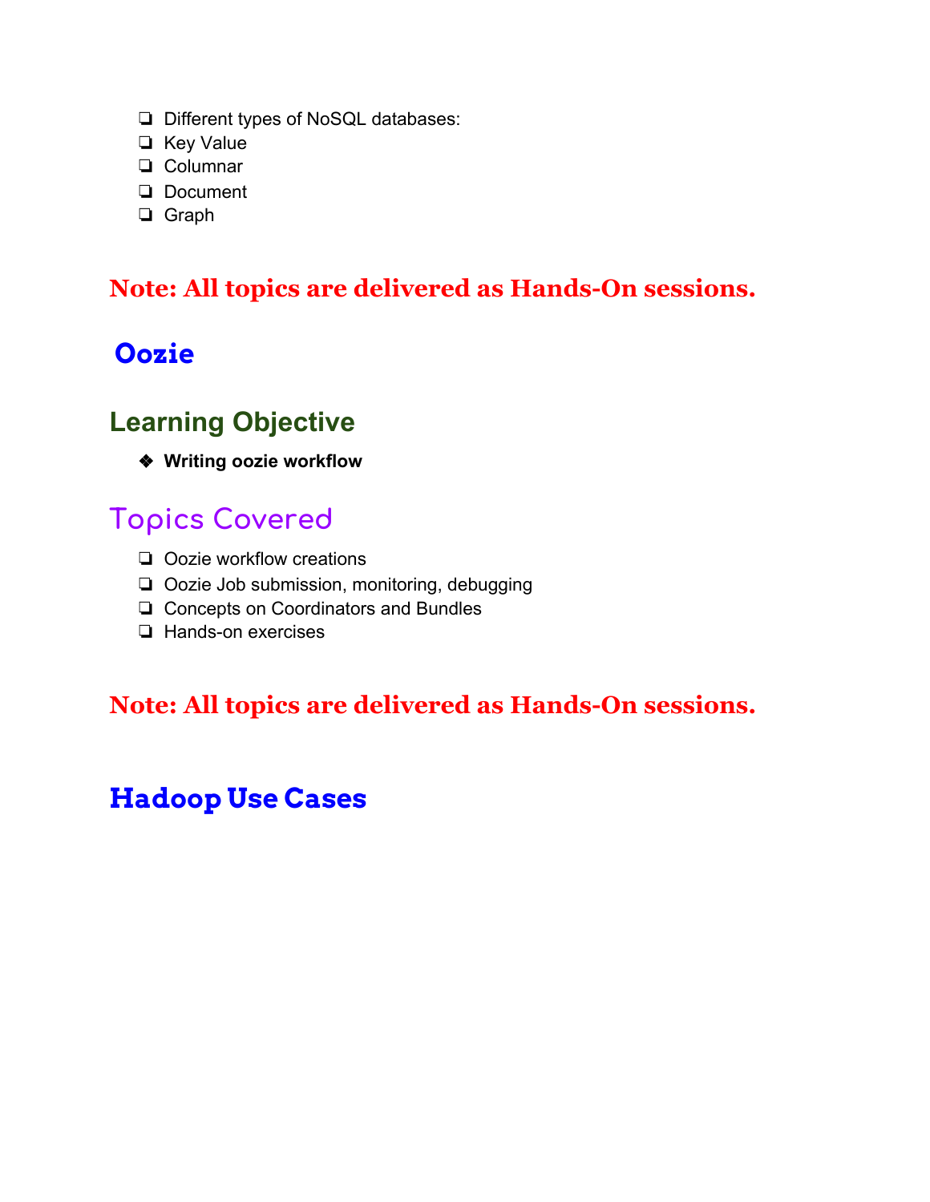- Different types of NoSQL databases:
- Key Value
- Columnar
- Document
- Graph

**Note: All topics are delivered as Hands-On sessions.**

# Oozie

## Learning Objective

- **Writing oozie workflow**

## Topics Covered

- Oozie workflow creations
- Oozie Job submission, monitoring, debugging
- Concepts on Coordinators and Bundles
- Hands-on exercises

**Note: All topics are delivered as Hands-On sessions.**

# Hadoop Use Cases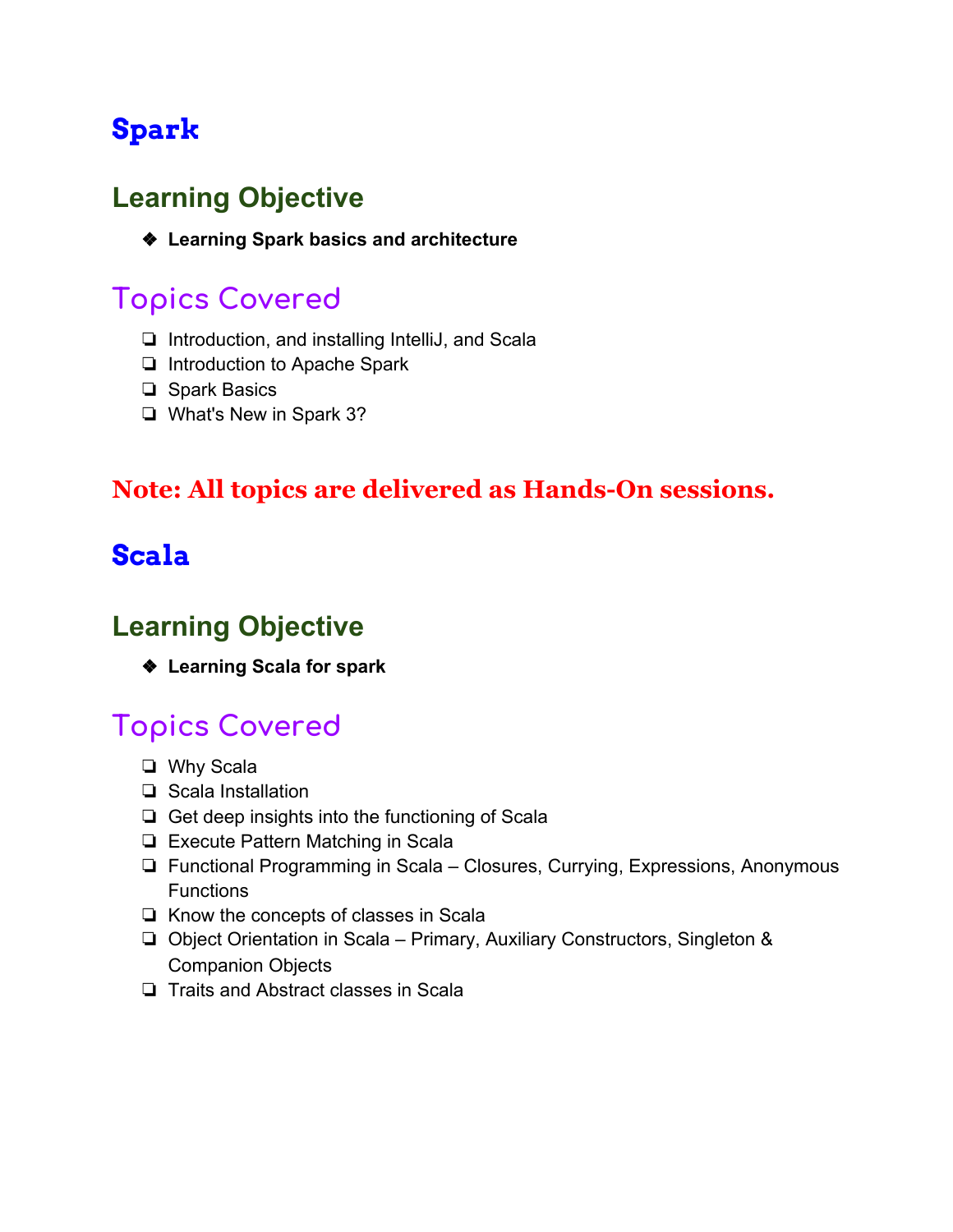# Spark

## Learning Objective

- **Learning Spark basics and architecture**

## Topics Covered

- Introduction, and installing IntelliJ, and Scala
- Introduction to Apache Spark
- Spark Basics
- What's New in Spark 3?

**Note: All topics are delivered as Hands-On sessions.**

# Scala

## Learning Objective

- **Learning Scala for spark**

## Topics Covered

- Why Scala
- Scala Installation
- Get deep insights into the functioning of Scala
- Execute Pattern Matching in Scala
- Functional Programming in Scala – Closures, Currying, Expressions, Anonymous Functions
- Know the concepts of classes in Scala
- Object Orientation in Scala – Primary, Auxiliary Constructors, Singleton & Companion Objects
- Traits and Abstract classes in Scala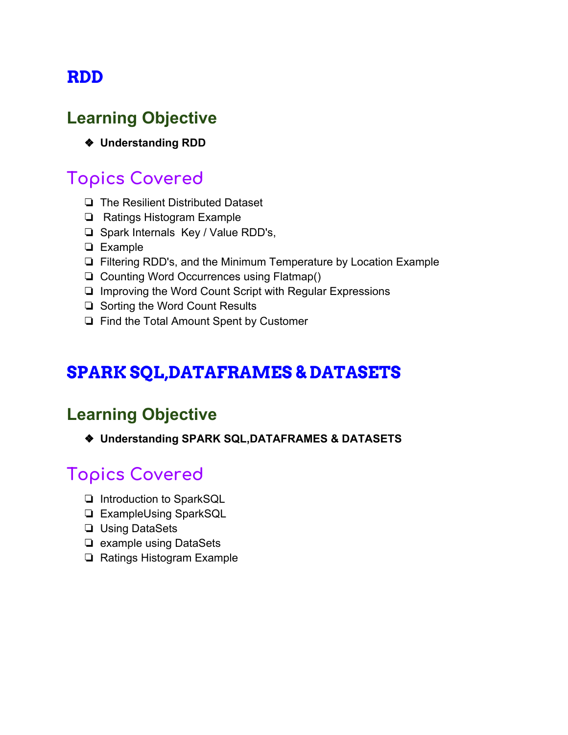# RDD

## Learning Objective

- **Understanding RDD**

## Topics Covered

- The Resilient Distributed Dataset
- Ratings Histogram Example
- Spark Internals  Key / Value RDD's,
- Example
- Filtering RDD's, and the Minimum Temperature by Location Example
- Counting Word Occurrences using Flatmap()
- Improving the Word Count Script with Regular Expressions
- Sorting the Word Count Results
- Find the Total Amount Spent by Customer

# SPARK SQL,DATAFRAMES & DATASETS

## Learning Objective

- **Understanding SPARK SQL,DATAFRAMES & DATASETS**

## Topics Covered

- Introduction to SparkSQL
- ExampleUsing SparkSQL
- Using DataSets
- example using DataSets
- Ratings Histogram Example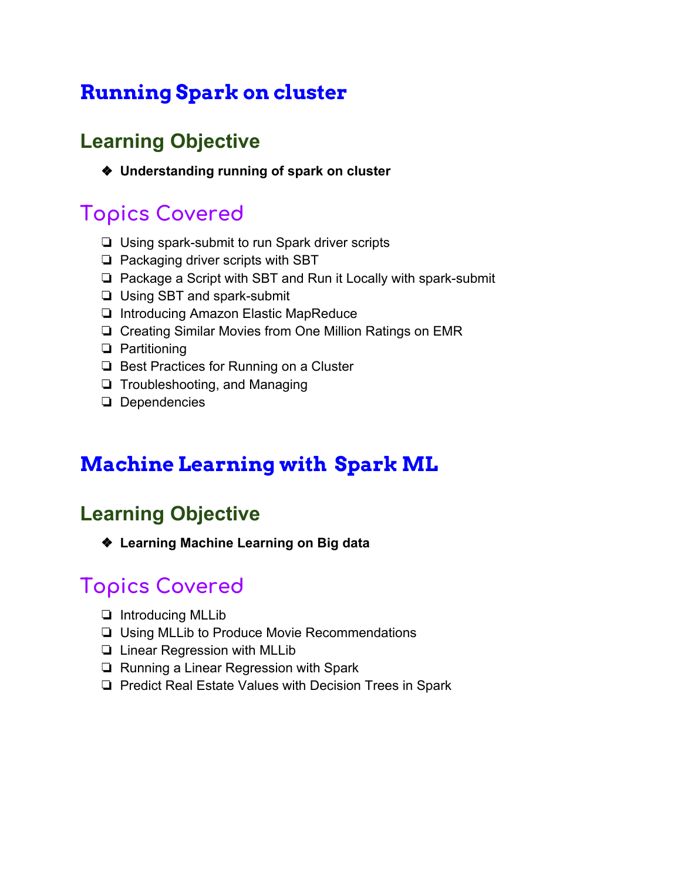# Running Spark on cluster

## Learning Objective

- **Understanding running of spark on cluster**

## Topics Covered

- Using spark-submit to run Spark driver scripts
- Packaging driver scripts with SBT
- Package a Script with SBT and Run it Locally with spark-submit
- Using SBT and spark-submit
- Introducing Amazon Elastic MapReduce
- Creating Similar Movies from One Million Ratings on EMR
- Partitioning
- Best Practices for Running on a Cluster
- Troubleshooting, and Managing
- Dependencies

# Machine Learning with Spark ML

## Learning Objective

- **Learning Machine Learning on Big data**

## Topics Covered

- Introducing MLLib
- Using MLLib to Produce Movie Recommendations
- Linear Regression with MLLib
- Running a Linear Regression with Spark
- Predict Real Estate Values with Decision Trees in Spark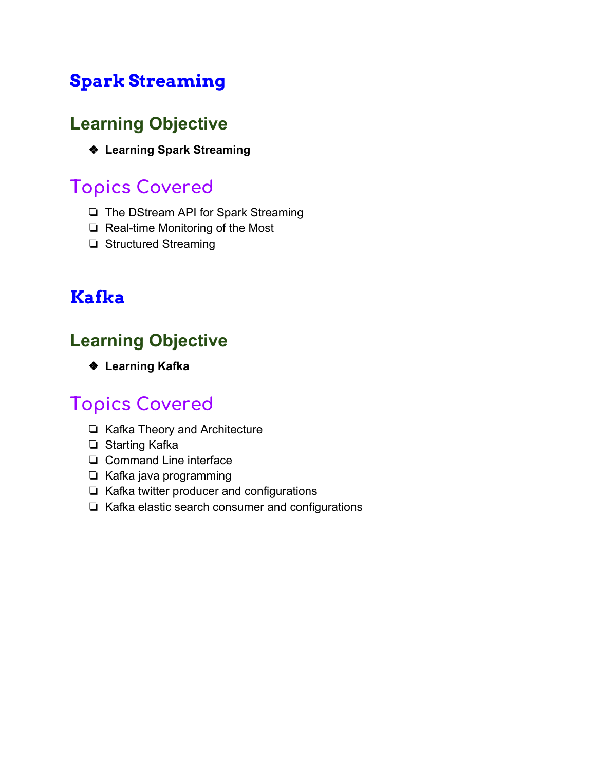# Spark Streaming

## Learning Objective

- **Learning Spark Streaming**

## Topics Covered

- The DStream API for Spark Streaming
- Real-time Monitoring of the Most
- Structured Streaming

# Kafka

## Learning Objective

- **Learning Kafka**

## Topics Covered

- Kafka Theory and Architecture
- Starting Kafka
- Command Line interface
- Kafka java programming
- Kafka twitter producer and configurations
- Kafka elastic search consumer and configurations